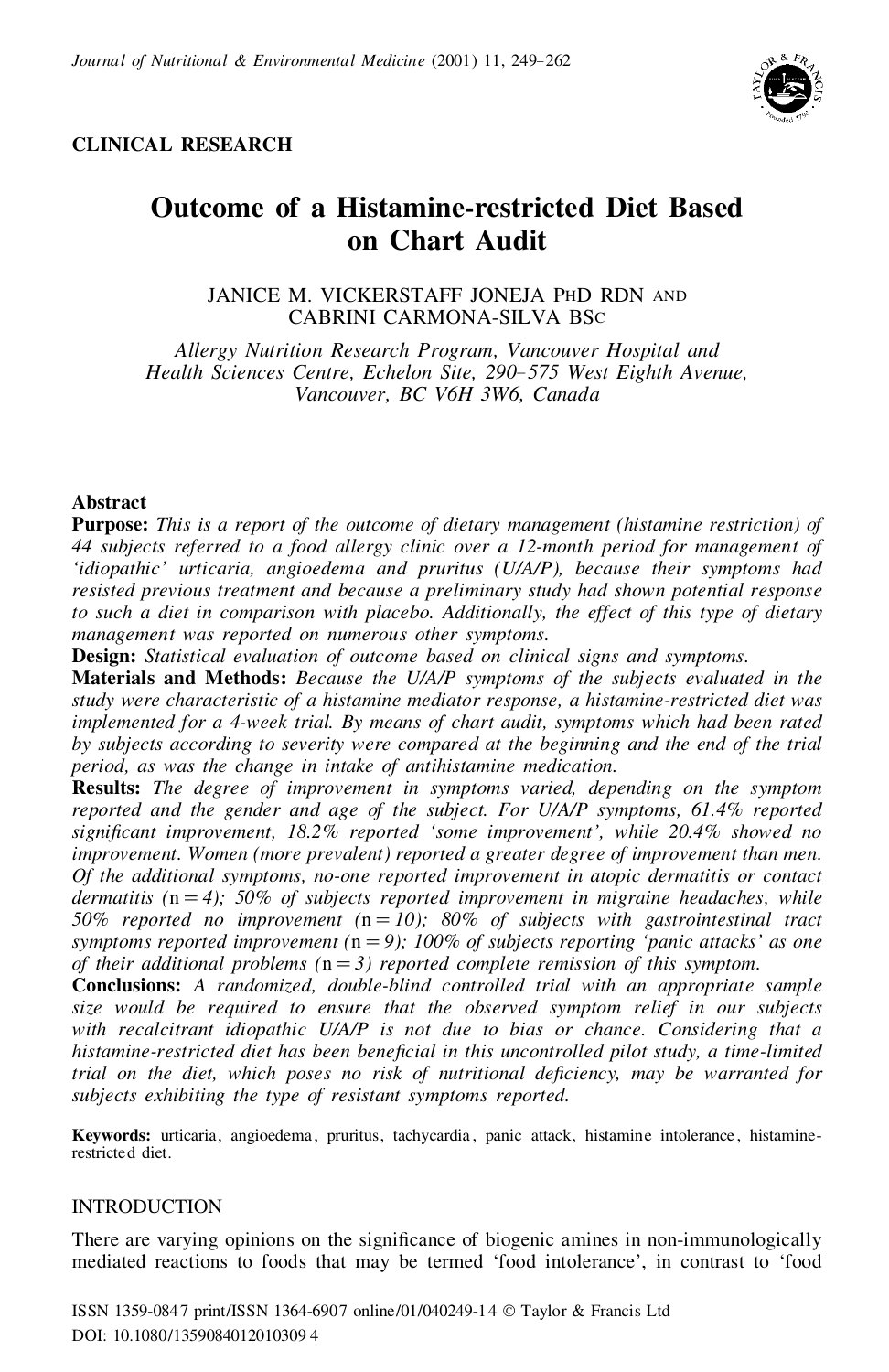CLINICAL RESEARCH

# Outcome of a Histamine-restricted Diet Based on Chart Audit

JANICE M. VICKERSTAFF JONEJA PhD RDN AND CABRINI CARMONA-SILVA BSc

*Allergy Nutrition Research Program, Vancouver Hospital and Health Sciences Centre, Echelon Site, 290–575 West Eighth Avenue, Vancouver, BC V6H 3W6, Canada*

## Abstract

**Purpose:** *This is a report of the outcome of dietary management (histamine restriction) of 44 subjects referred to a food allergy clinic over a 12-month period for management of 'idiopathic' urticaria, angioedema and pruritus (U/A/P), because their symptoms had resisted previous treatment and because a preliminary study had shown potential response to such a diet in comparison with placebo. Additionally, the effect of this type of dietary management was reported on numerous other symptoms.*

**Design:** *Statistical evaluation of outcome based on clinical signs and symptoms.*

**Materials and Methods:** *Because the U/A/P symptoms of the subjects evaluated in the study were characteristic of a histamine mediator response, a histamine-restricted diet was implemented for a 4-week trial. By means of chart audit, symptoms which had been rated by subjects according to severity were compared at the beginning and the end of the trial period, as was the change in intake of antihistamine medication.*

**Results:** *The degree of improvement in symptoms varied, depending on the symptom reported and the gender and age of the subject. For U/A/P symptoms, 61.4% reported significant improvement, 18.2% reported 'some improvement', while 20.4% showed no improvement. Women (more prevalent) reported a greater degree of improvement than men. Of the additional symptoms, no-one reported improvement in atopic dermatitis or contact dermatitis* (n = 4)*; 50% of subjects reported improvement in migraine headaches, while 50% reported no improvement* (n = 10)*; 80% of subjects with gastrointestinal tract symptoms reported improvement* (n = 9)*; 100% of subjects reporting 'panic attacks' as one of their additional problems* (n = 3) *reported complete remission of this symptom.*

**Conclusions:** *A randomized, double-blind controlled trial with an appropriate sample size would be required to ensure that the observed symptom relief in our subjects with recalcitrant idiopathic U/A/P is not due to bias or chance. Considering that a histamine-restricted diet has been beneficial in this uncontrolled pilot study, a time-limited trial on the diet, which poses no risk of nutritional deficiency, may be warranted for subjects exhibiting the type of resistant symptoms reported.*

**Keywords:** urticaria, angioedema, pruritus, tachycardia, panic attack, histamine intolerance, histamine-restricted diet.

## INTRODUCTION

There are varying opinions on the significance of biogenic amines in non-immunologically mediated reactions to foods that may be termed 'food intolerance', in contrast to 'food

ISSN 1359-0847 print/ISSN 1364-6907 online/01/040249-14 © Taylor & Francis Ltd
DOI: 10.1080/13590840120103094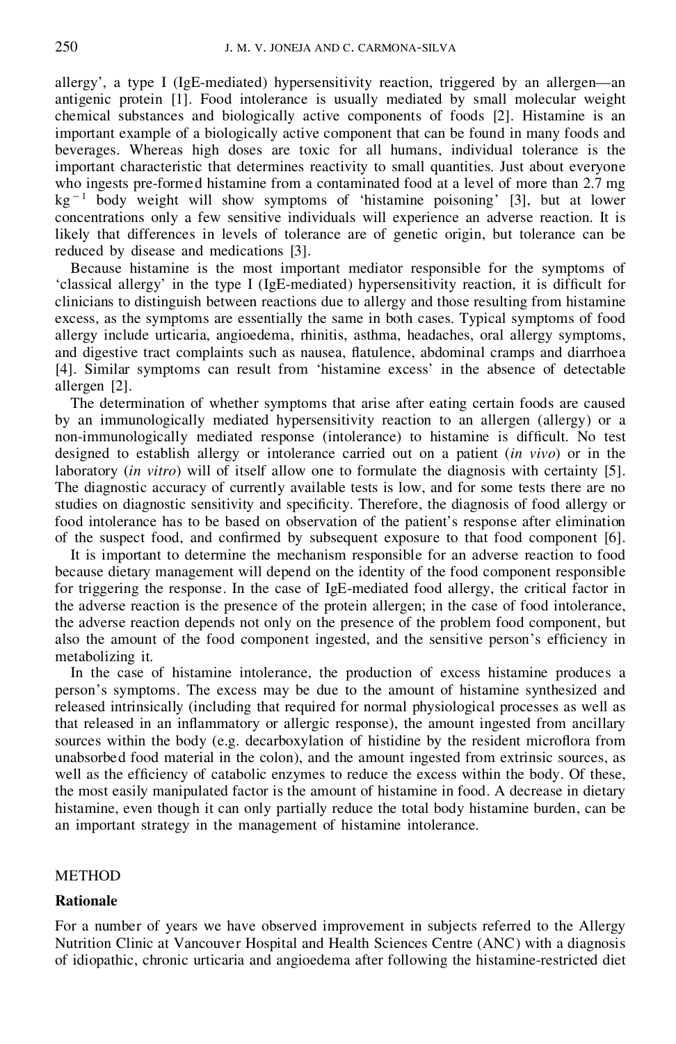allergy', a type I (IgE-mediated) hypersensitivity reaction, triggered by an allergen—an antigenic protein [1]. Food intolerance is usually mediated by small molecular weight chemical substances and biologically active components of foods [2]. Histamine is an important example of a biologically active component that can be found in many foods and beverages. Whereas high doses are toxic for all humans, individual tolerance is the important characteristic that determines reactivity to small quantities. Just about everyone who ingests pre-formed histamine from a contaminated food at a level of more than 2.7 mg $kg^{-1}$ body weight will show symptoms of 'histamine poisoning' [3], but at lower concentrations only a few sensitive individuals will experience an adverse reaction. It is likely that differences in levels of tolerance are of genetic origin, but tolerance can be reduced by disease and medications [3].

Because histamine is the most important mediator responsible for the symptoms of 'classical allergy' in the type I (IgE-mediated) hypersensitivity reaction, it is difficult for clinicians to distinguish between reactions due to allergy and those resulting from histamine excess, as the symptoms are essentially the same in both cases. Typical symptoms of food allergy include urticaria, angioedema, rhinitis, asthma, headaches, oral allergy symptoms, and digestive tract complaints such as nausea, flatulence, abdominal cramps and diarrhoea [4]. Similar symptoms can result from 'histamine excess' in the absence of detectable allergen [2].

The determination of whether symptoms that arise after eating certain foods are caused by an immunologically mediated hypersensitivity reaction to an allergen (allergy) or a non-immunologically mediated response (intolerance) to histamine is difficult. No test designed to establish allergy or intolerance carried out on a patient (*in vivo*) or in the laboratory (*in vitro*) will of itself allow one to formulate the diagnosis with certainty [5]. The diagnostic accuracy of currently available tests is low, and for some tests there are no studies on diagnostic sensitivity and specificity. Therefore, the diagnosis of food allergy or food intolerance has to be based on observation of the patient's response after elimination of the suspect food, and confirmed by subsequent exposure to that food component [6].

It is important to determine the mechanism responsible for an adverse reaction to food because dietary management will depend on the identity of the food component responsible for triggering the response. In the case of IgE-mediated food allergy, the critical factor in the adverse reaction is the presence of the protein allergen; in the case of food intolerance, the adverse reaction depends not only on the presence of the problem food component, but also the amount of the food component ingested, and the sensitive person's efficiency in metabolizing it.

In the case of histamine intolerance, the production of excess histamine produces a person's symptoms. The excess may be due to the amount of histamine synthesized and released intrinsically (including that required for normal physiological processes as well as that released in an inflammatory or allergic response), the amount ingested from ancillary sources within the body (e.g. decarboxylation of histidine by the resident microflora from unabsorbed food material in the colon), and the amount ingested from extrinsic sources, as well as the efficiency of catabolic enzymes to reduce the excess within the body. Of these, the most easily manipulated factor is the amount of histamine in food. A decrease in dietary histamine, even though it can only partially reduce the total body histamine burden, can be an important strategy in the management of histamine intolerance.

## METHOD

### Rationale

For a number of years we have observed improvement in subjects referred to the Allergy Nutrition Clinic at Vancouver Hospital and Health Sciences Centre (ANC) with a diagnosis of idiopathic, chronic urticaria and angioedema after following the histamine-restricted diet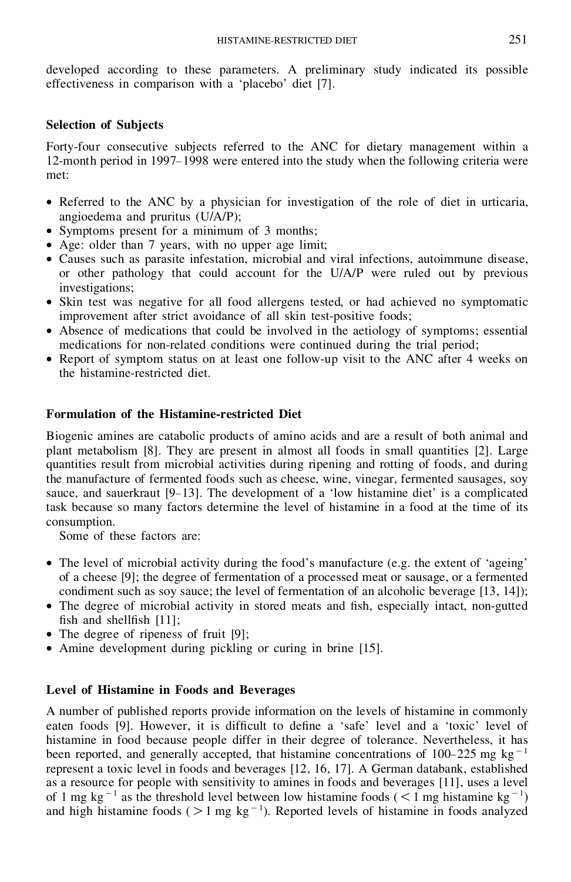developed according to these parameters. A preliminary study indicated its possible effectiveness in comparison with a 'placebo' diet [7].

### Selection of Subjects

Forty-four consecutive subjects referred to the ANC for dietary management within a 12-month period in 1997–1998 were entered into the study when the following criteria were met:

- Referred to the ANC by a physician for investigation of the role of diet in urticaria, angioedema and pruritus (U/A/P);
- Symptoms present for a minimum of 3 months;
- Age: older than 7 years, with no upper age limit;
- Causes such as parasite infestation, microbial and viral infections, autoimmune disease, or other pathology that could account for the U/A/P were ruled out by previous investigations;
- Skin test was negative for all food allergens tested, or had achieved no symptomatic improvement after strict avoidance of all skin test-positive foods;
- Absence of medications that could be involved in the aetiology of symptoms; essential medications for non-related conditions were continued during the trial period;
- Report of symptom status on at least one follow-up visit to the ANC after 4 weeks on the histamine-restricted diet.

### Formulation of the Histamine-restricted Diet

Biogenic amines are catabolic products of amino acids and are a result of both animal and plant metabolism [8]. They are present in almost all foods in small quantities [2]. Large quantities result from microbial activities during ripening and rotting of foods, and during the manufacture of fermented foods such as cheese, wine, vinegar, fermented sausages, soy sauce, and sauerkraut [9–13]. The development of a 'low histamine diet' is a complicated task because so many factors determine the level of histamine in a food at the time of its consumption.

Some of these factors are:

- The level of microbial activity during the food's manufacture (e.g. the extent of 'ageing' of a cheese [9]; the degree of fermentation of a processed meat or sausage, or a fermented condiment such as soy sauce; the level of fermentation of an alcoholic beverage [13, 14]);
- The degree of microbial activity in stored meats and fish, especially intact, non-gutted fish and shellfish [11];
- The degree of ripeness of fruit [9];
- Amine development during pickling or curing in brine [15].

### Level of Histamine in Foods and Beverages

A number of published reports provide information on the levels of histamine in commonly eaten foods [9]. However, it is difficult to define a 'safe' level and a 'toxic' level of histamine in food because people differ in their degree of tolerance. Nevertheless, it has been reported, and generally accepted, that histamine concentrations of 100–225 mg $kg^{-1}$ represent a toxic level in foods and beverages [12, 16, 17]. A German databank, established as a resource for people with sensitivity to amines in foods and beverages [11], uses a level of 1 mg $kg^{-1}$ as the threshold level between low histamine foods ($<1$ mg histamine $kg^{-1}$) and high histamine foods ($>1$ mg $kg^{-1}$). Reported levels of histamine in foods analyzed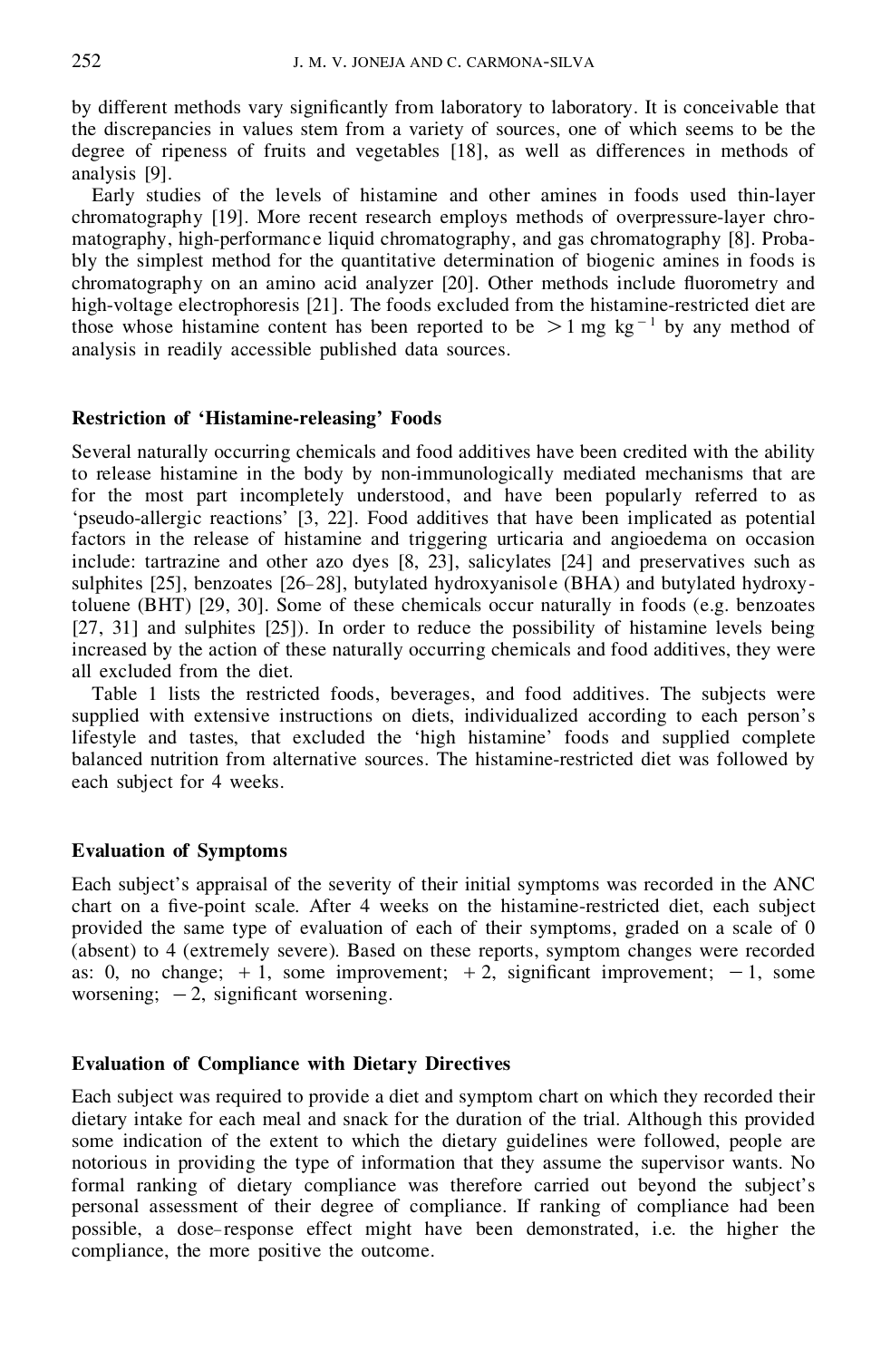by different methods vary significantly from laboratory to laboratory. It is conceivable that the discrepancies in values stem from a variety of sources, one of which seems to be the degree of ripeness of fruits and vegetables [18], as well as differences in methods of analysis [9].

Early studies of the levels of histamine and other amines in foods used thin-layer chromatography [19]. More recent research employs methods of overpressure-layer chromatography, high-performance liquid chromatography, and gas chromatography [8]. Probably the simplest method for the quantitative determination of biogenic amines in foods is chromatography on an amino acid analyzer [20]. Other methods include fluorometry and high-voltage electrophoresis [21]. The foods excluded from the histamine-restricted diet are those whose histamine content has been reported to be $> 1$ mg kg$^{-1}$ by any method of analysis in readily accessible published data sources.

### Restriction of 'Histamine-releasing' Foods

Several naturally occurring chemicals and food additives have been credited with the ability to release histamine in the body by non-immunologically mediated mechanisms that are for the most part incompletely understood, and have been popularly referred to as 'pseudo-allergic reactions' [3, 22]. Food additives that have been implicated as potential factors in the release of histamine and triggering urticaria and angioedema on occasion include: tartrazine and other azo dyes [8, 23], salicylates [24] and preservatives such as sulphites [25], benzoates [26–28], butylated hydroxyanisole (BHA) and butylated hydroxytoluene (BHT) [29, 30]. Some of these chemicals occur naturally in foods (e.g. benzoates [27, 31] and sulphites [25]). In order to reduce the possibility of histamine levels being increased by the action of these naturally occurring chemicals and food additives, they were all excluded from the diet.

Table 1 lists the restricted foods, beverages, and food additives. The subjects were supplied with extensive instructions on diets, individualized according to each person's lifestyle and tastes, that excluded the 'high histamine' foods and supplied complete balanced nutrition from alternative sources. The histamine-restricted diet was followed by each subject for 4 weeks.

### Evaluation of Symptoms

Each subject's appraisal of the severity of their initial symptoms was recorded in the ANC chart on a five-point scale. After 4 weeks on the histamine-restricted diet, each subject provided the same type of evaluation of each of their symptoms, graded on a scale of 0 (absent) to 4 (extremely severe). Based on these reports, symptom changes were recorded as: 0, no change; $+1$, some improvement; $+2$, significant improvement; $-1$, some worsening; $-2$, significant worsening.

### Evaluation of Compliance with Dietary Directives

Each subject was required to provide a diet and symptom chart on which they recorded their dietary intake for each meal and snack for the duration of the trial. Although this provided some indication of the extent to which the dietary guidelines were followed, people are notorious in providing the type of information that they assume the supervisor wants. No formal ranking of dietary compliance was therefore carried out beyond the subject's personal assessment of their degree of compliance. If ranking of compliance had been possible, a dose–response effect might have been demonstrated, i.e. the higher the compliance, the more positive the outcome.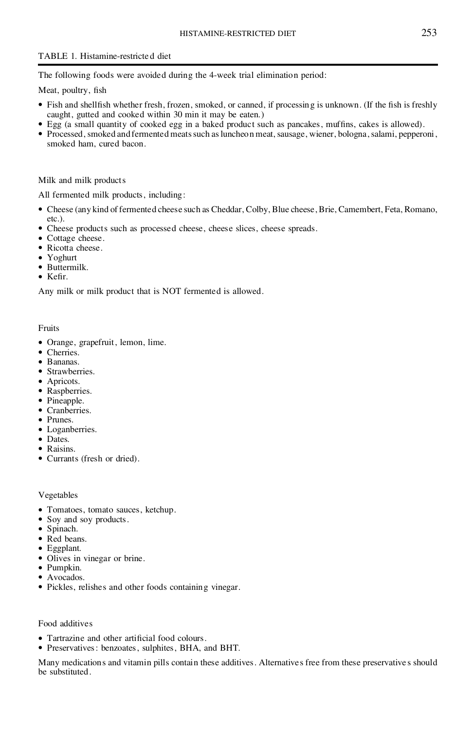TABLE 1. Histamine-restricted diet

The following foods were avoided during the 4-week trial elimination period:

Meat, poultry, fish

- Fish and shellfish whether fresh, frozen, smoked, or canned, if processing is unknown. (If the fish is freshly caught, gutted and cooked within 30 min it may be eaten.)
- Egg (a small quantity of cooked egg in a baked product such as pancakes, muffins, cakes is allowed).
- Processed, smoked and fermented meats such as luncheon meat, sausage, wiener, bologna, salami, pepperoni, smoked ham, cured bacon.

Milk and milk products

All fermented milk products, including:

- Cheese (any kind of fermented cheese such as Cheddar, Colby, Blue cheese, Brie, Camembert, Feta, Romano, etc.).
- Cheese products such as processed cheese, cheese slices, cheese spreads.
- Cottage cheese.
- Ricotta cheese.
- Yoghurt
- Buttermilk.
- Kefir.

Any milk or milk product that is NOT fermented is allowed.

Fruits

- Orange, grapefruit, lemon, lime.
- Cherries.
- Bananas.
- Strawberries.
- Apricots.
- Raspberries.
- Pineapple.
- Cranberries.
- Prunes.
- Loganberries.
- Dates.
- Raisins.
- Currants (fresh or dried).

Vegetables

- Tomatoes, tomato sauces, ketchup.
- Soy and soy products.
- Spinach.
- Red beans.
- Eggplant.
- Olives in vinegar or brine.
- Pumpkin.
- Avocados.
- Pickles, relishes and other foods containing vinegar.

Food additives

- Tartrazine and other artificial food colours.
- Preservatives: benzoates, sulphites, BHA, and BHT.

Many medications and vitamin pills contain these additives. Alternatives free from these preservatives should be substituted.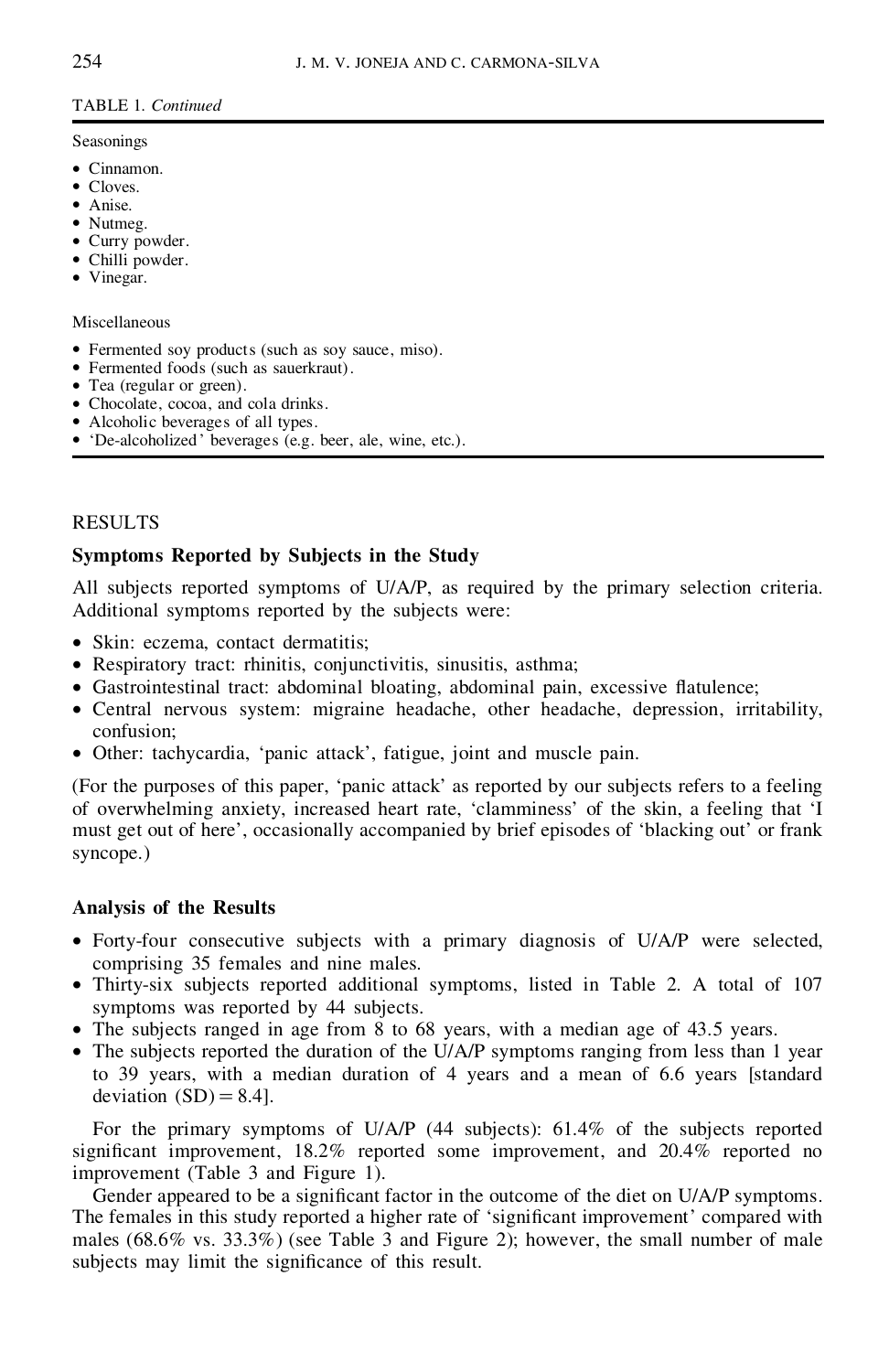TABLE 1. *Continued*

Seasonings

- Cinnamon.
- Cloves.
- Anise.
- Nutmeg.
- Curry powder.
- Chilli powder.
- Vinegar.

Miscellaneous

- Fermented soy products (such as soy sauce, miso).
- Fermented foods (such as sauerkraut).
- Tea (regular or green).
- Chocolate, cocoa, and cola drinks.
- Alcoholic beverages of all types.
- 'De-alcoholized' beverages (e.g. beer, ale, wine, etc.).

## RESULTS

### Symptoms Reported by Subjects in the Study

All subjects reported symptoms of U/A/P, as required by the primary selection criteria. Additional symptoms reported by the subjects were:

- Skin: eczema, contact dermatitis;
- Respiratory tract: rhinitis, conjunctivitis, sinusitis, asthma;
- Gastrointestinal tract: abdominal bloating, abdominal pain, excessive flatulence;
- Central nervous system: migraine headache, other headache, depression, irritability, confusion;
- Other: tachycardia, 'panic attack', fatigue, joint and muscle pain.

(For the purposes of this paper, 'panic attack' as reported by our subjects refers to a feeling of overwhelming anxiety, increased heart rate, 'clamminess' of the skin, a feeling that 'I must get out of here', occasionally accompanied by brief episodes of 'blacking out' or frank syncope.)

### Analysis of the Results

- Forty-four consecutive subjects with a primary diagnosis of U/A/P were selected, comprising 35 females and nine males.
- Thirty-six subjects reported additional symptoms, listed in Table 2. A total of 107 symptoms was reported by 44 subjects.
- The subjects ranged in age from 8 to 68 years, with a median age of 43.5 years.
- The subjects reported the duration of the U/A/P symptoms ranging from less than 1 year to 39 years, with a median duration of 4 years and a mean of 6.6 years [standard deviation (SD) = 8.4].

For the primary symptoms of U/A/P (44 subjects): 61.4% of the subjects reported significant improvement, 18.2% reported some improvement, and 20.4% reported no improvement (Table 3 and Figure 1).

Gender appeared to be a significant factor in the outcome of the diet on U/A/P symptoms. The females in this study reported a higher rate of 'significant improvement' compared with males (68.6% vs. 33.3%) (see Table 3 and Figure 2); however, the small number of male subjects may limit the significance of this result.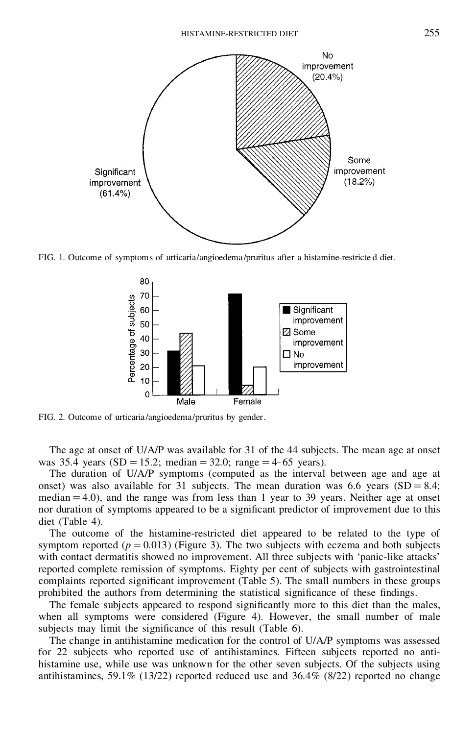FIG. 1. Outcome of symptoms of urticaria/angioedema/pruritus after a histamine-restricted diet.

FIG. 2. Outcome of urticaria/angioedema/pruritus by gender.

The age at onset of U/A/P was available for 31 of the 44 subjects. The mean age at onset was 35.4 years (SD = 15.2; median = 32.0; range = 4–65 years).

The duration of U/A/P symptoms (computed as the interval between age and age at onset) was also available for 31 subjects. The mean duration was 6.6 years (SD = 8.4; median = 4.0), and the range was from less than 1 year to 39 years. Neither age at onset nor duration of symptoms appeared to be a significant predictor of improvement due to this diet (Table 4).

The outcome of the histamine-restricted diet appeared to be related to the type of symptom reported ($p = 0.013$) (Figure 3). The two subjects with eczema and both subjects with contact dermatitis showed no improvement. All three subjects with 'panic-like attacks' reported complete remission of symptoms. Eighty per cent of subjects with gastrointestinal complaints reported significant improvement (Table 5). The small numbers in these groups prohibited the authors from determining the statistical significance of these findings.

The female subjects appeared to respond significantly more to this diet than the males, when all symptoms were considered (Figure 4). However, the small number of male subjects may limit the significance of this result (Table 6).

The change in antihistamine medication for the control of U/A/P symptoms was assessed for 22 subjects who reported use of antihistamines. Fifteen subjects reported no antihistamine use, while use was unknown for the other seven subjects. Of the subjects using antihistamines, 59.1% (13/22) reported reduced use and 36.4% (8/22) reported no change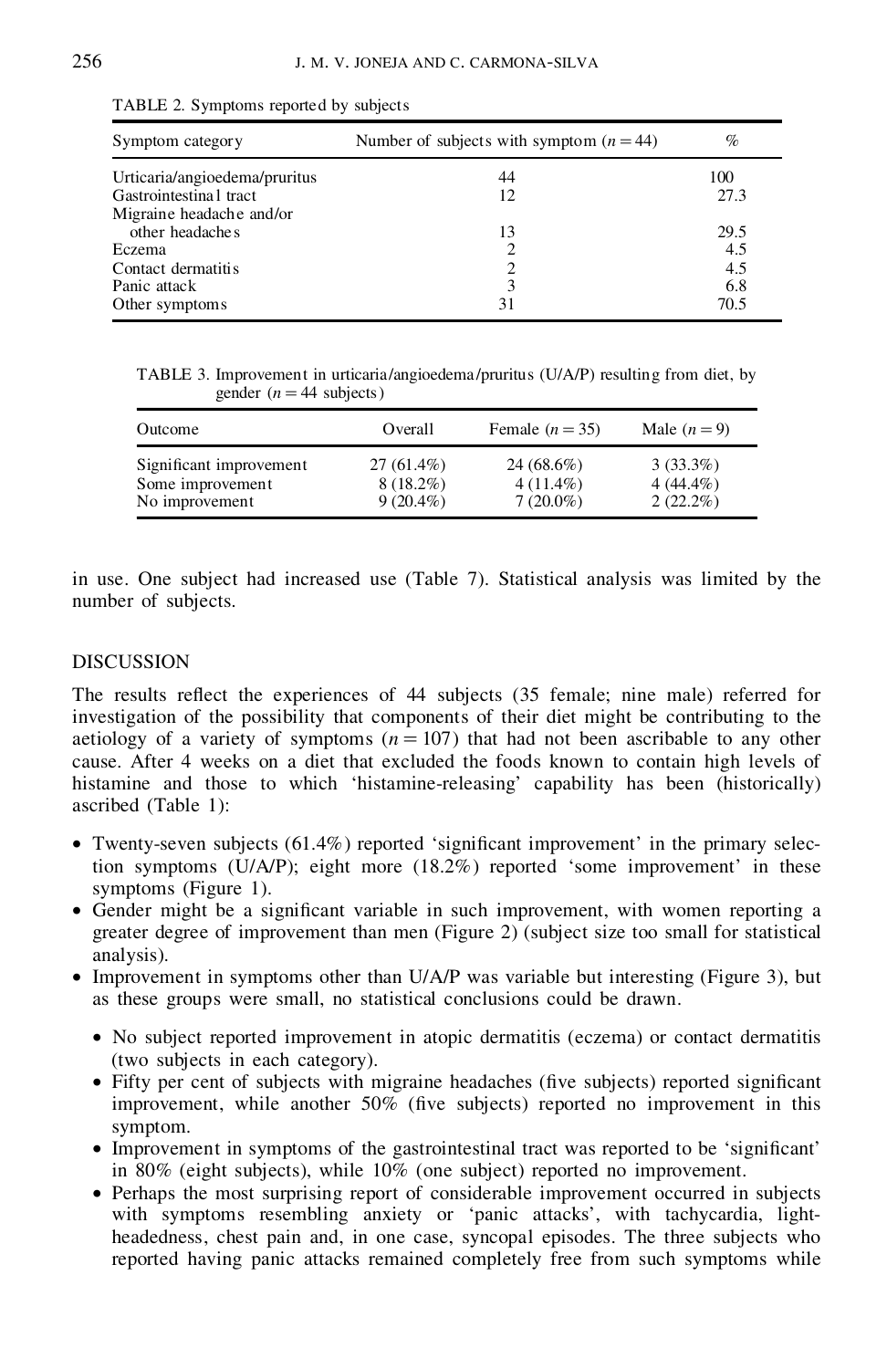TABLE 2. Symptoms reported by subjects

| Symptom category | Number of subjects with symptom ($n = 44$) | % |
|---|---|---|
| Urticaria/angioedema/pruritus | 44 | 100 |
| Gastrointestinal tract | 12 | 27.3 |
| Migraine headache and/or other headaches | 13 | 29.5 |
| Eczema | 2 | 4.5 |
| Contact dermatitis | 2 | 4.5 |
| Panic attack | 3 | 6.8 |
| Other symptoms | 31 | 70.5 |

TABLE 3. Improvement in urticaria/angioedema/pruritus (U/A/P) resulting from diet, by gender ($n = 44$ subjects)

| Outcome | Overall | Female ($n = 35$) | Male ($n = 9$) |
|---|---|---|---|
| Significant improvement | 27 (61.4%) | 24 (68.6%) | 3 (33.3%) |
| Some improvement | 8 (18.2%) | 4 (11.4%) | 4 (44.4%) |
| No improvement | 9 (20.4%) | 7 (20.0%) | 2 (22.2%) |

in use. One subject had increased use (Table 7). Statistical analysis was limited by the number of subjects.

## DISCUSSION

The results reflect the experiences of 44 subjects (35 female; nine male) referred for investigation of the possibility that components of their diet might be contributing to the aetiology of a variety of symptoms ($n = 107$) that had not been ascribable to any other cause. After 4 weeks on a diet that excluded the foods known to contain high levels of histamine and those to which 'histamine-releasing' capability has been (historically) ascribed (Table 1):

- Twenty-seven subjects (61.4%) reported 'significant improvement' in the primary selection symptoms (U/A/P); eight more (18.2%) reported 'some improvement' in these symptoms (Figure 1).
- Gender might be a significant variable in such improvement, with women reporting a greater degree of improvement than men (Figure 2) (subject size too small for statistical analysis).
- Improvement in symptoms other than U/A/P was variable but interesting (Figure 3), but as these groups were small, no statistical conclusions could be drawn.
  - No subject reported improvement in atopic dermatitis (eczema) or contact dermatitis (two subjects in each category).
  - Fifty per cent of subjects with migraine headaches (five subjects) reported significant improvement, while another 50% (five subjects) reported no improvement in this symptom.
  - Improvement in symptoms of the gastrointestinal tract was reported to be 'significant' in 80% (eight subjects), while 10% (one subject) reported no improvement.
  - Perhaps the most surprising report of considerable improvement occurred in subjects with symptoms resembling anxiety or 'panic attacks', with tachycardia, light-headedness, chest pain and, in one case, syncopal episodes. The three subjects who reported having panic attacks remained completely free from such symptoms while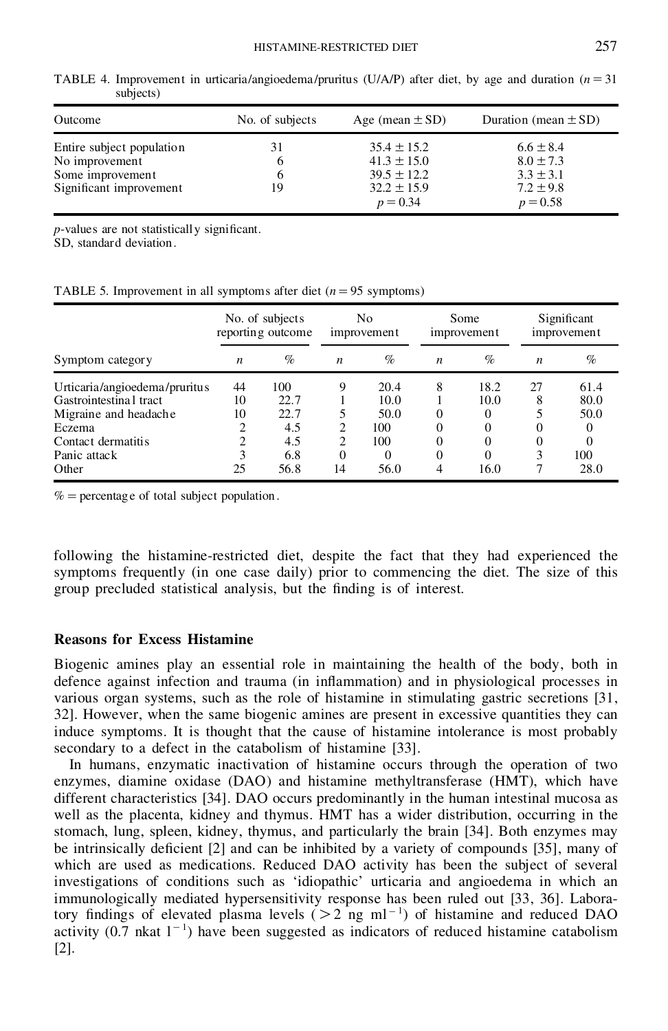TABLE 4. Improvement in urticaria/angioedema/pruritus (U/A/P) after diet, by age and duration ($n = 31$ subjects)

| Outcome | No. of subjects | Age (mean ± SD) | Duration (mean ± SD) |
|---|---|---|---|
| Entire subject population | 31 | 35.4 ± 15.2 | 6.6 ± 8.4 |
| No improvement | 6 | 41.3 ± 15.0 | 8.0 ± 7.3 |
| Some improvement | 6 | 39.5 ± 12.2 | 3.3 ± 3.1 |
| Significant improvement | 19 | 32.2 ± 15.9 | 7.2 ± 9.8 |
| | | $p = 0.34$ | $p = 0.58$ |

*p*-values are not statistically significant.
SD, standard deviation.

TABLE 5. Improvement in all symptoms after diet ($n = 95$ symptoms)

| | No. of subjects reporting outcome | | No improvement | | Some improvement | | Significant improvement | |
|---|---|---|---|---|---|---|---|---|
| Symptom category | *n* | % | *n* | % | *n* | % | *n* | % |
| Urticaria/angioedema/pruritus | 44 | 100 | 9 | 20.4 | 8 | 18.2 | 27 | 61.4 |
| Gastrointestinal tract | 10 | 22.7 | 1 | 10.0 | 1 | 10.0 | 8 | 80.0 |
| Migraine and headache | 10 | 22.7 | 5 | 50.0 | 0 | 0 | 5 | 50.0 |
| Eczema | 2 | 4.5 | 2 | 100 | 0 | 0 | 0 | 0 |
| Contact dermatitis | 2 | 4.5 | 2 | 100 | 0 | 0 | 0 | 0 |
| Panic attack | 3 | 6.8 | 0 | 0 | 0 | 0 | 3 | 100 |
| Other | 25 | 56.8 | 14 | 56.0 | 4 | 16.0 | 7 | 28.0 |

% = percentage of total subject population.

following the histamine-restricted diet, despite the fact that they had experienced the symptoms frequently (in one case daily) prior to commencing the diet. The size of this group precluded statistical analysis, but the finding is of interest.

### Reasons for Excess Histamine

Biogenic amines play an essential role in maintaining the health of the body, both in defence against infection and trauma (in inflammation) and in physiological processes in various organ systems, such as the role of histamine in stimulating gastric secretions [31, 32]. However, when the same biogenic amines are present in excessive quantities they can induce symptoms. It is thought that the cause of histamine intolerance is most probably secondary to a defect in the catabolism of histamine [33].

In humans, enzymatic inactivation of histamine occurs through the operation of two enzymes, diamine oxidase (DAO) and histamine methyltransferase (HMT), which have different characteristics [34]. DAO occurs predominantly in the human intestinal mucosa as well as the placenta, kidney and thymus. HMT has a wider distribution, occurring in the stomach, lung, spleen, kidney, thymus, and particularly the brain [34]. Both enzymes may be intrinsically deficient [2] and can be inhibited by a variety of compounds [35], many of which are used as medications. Reduced DAO activity has been the subject of several investigations of conditions such as 'idiopathic' urticaria and angioedema in which an immunologically mediated hypersensitivity response has been ruled out [33, 36]. Laboratory findings of elevated plasma levels ($>2$ ng ml$^{-1}$) of histamine and reduced DAO activity (0.7 nkat l$^{-1}$) have been suggested as indicators of reduced histamine catabolism [2].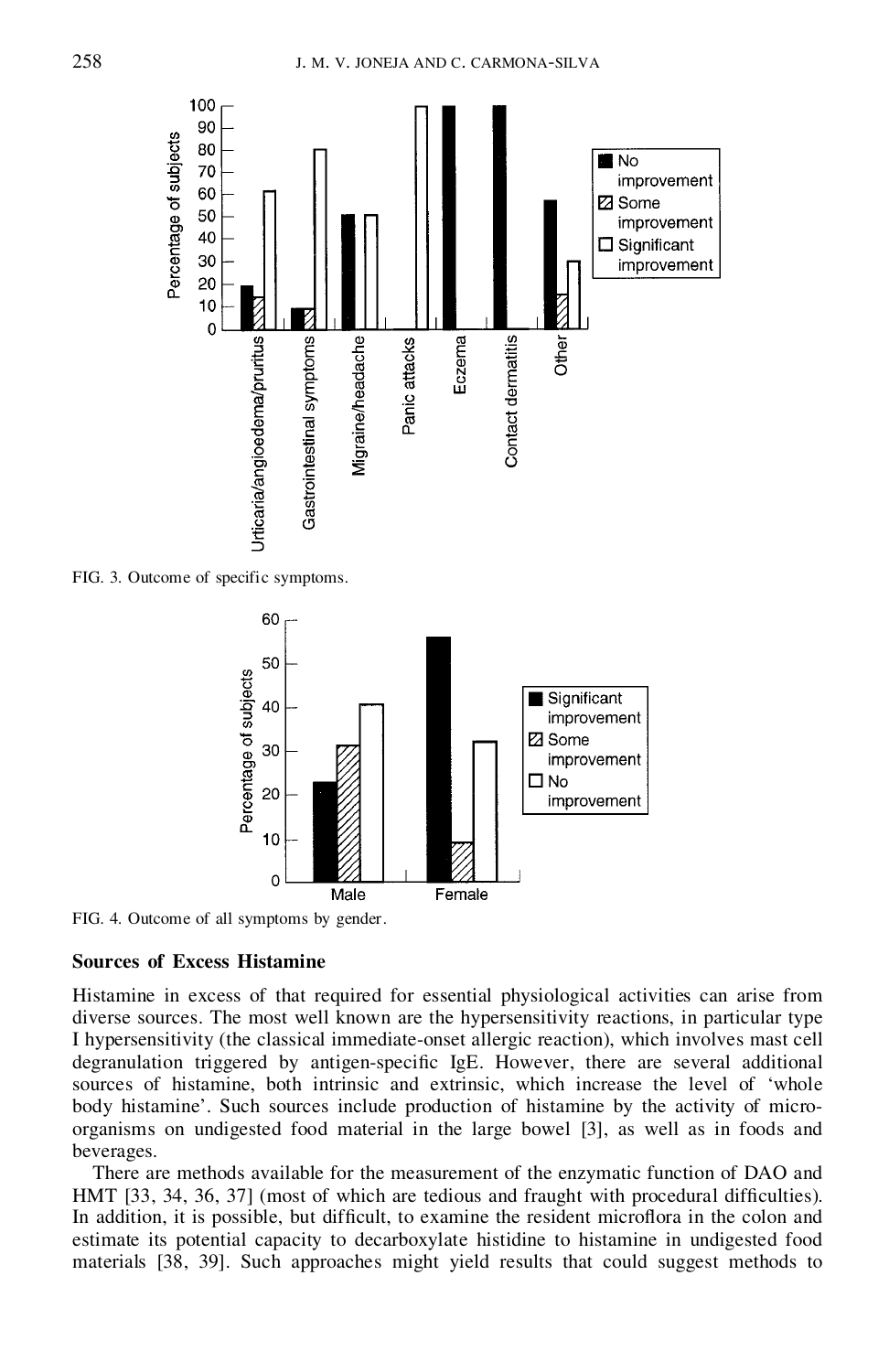FIG. 3. Outcome of specific symptoms.

FIG. 4. Outcome of all symptoms by gender.

## Sources of Excess Histamine

Histamine in excess of that required for essential physiological activities can arise from diverse sources. The most well known are the hypersensitivity reactions, in particular type I hypersensitivity (the classical immediate-onset allergic reaction), which involves mast cell degranulation triggered by antigen-specific IgE. However, there are several additional sources of histamine, both intrinsic and extrinsic, which increase the level of 'whole body histamine'. Such sources include production of histamine by the activity of micro-organisms on undigested food material in the large bowel [3], as well as in foods and beverages.

There are methods available for the measurement of the enzymatic function of DAO and HMT [33, 34, 36, 37] (most of which are tedious and fraught with procedural difficulties). In addition, it is possible, but difficult, to examine the resident microflora in the colon and estimate its potential capacity to decarboxylate histidine to histamine in undigested food materials [38, 39]. Such approaches might yield results that could suggest methods to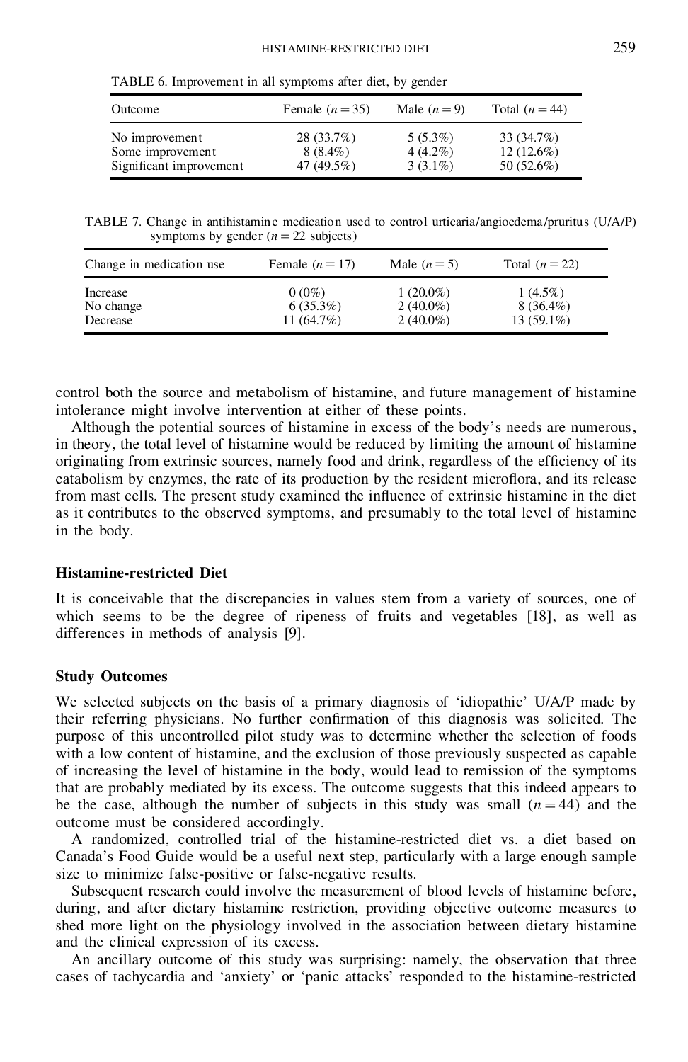TABLE 6. Improvement in all symptoms after diet, by gender

| Outcome | Female ($n = 35$) | Male ($n = 9$) | Total ($n = 44$) |
|---|---|---|---|
| No improvement | 28 (33.7%) | 5 (5.3%) | 33 (34.7%) |
| Some improvement | 8 (8.4%) | 4 (4.2%) | 12 (12.6%) |
| Significant improvement | 47 (49.5%) | 3 (3.1%) | 50 (52.6%) |

TABLE 7. Change in antihistamine medication used to control urticaria/angioedema/pruritus (U/A/P) symptoms by gender ($n = 22$ subjects)

| Change in medication use | Female ($n = 17$) | Male ($n = 5$) | Total ($n = 22$) |
|---|---|---|---|
| Increase | 0 (0%) | 1 (20.0%) | 1 (4.5%) |
| No change | 6 (35.3%) | 2 (40.0%) | 8 (36.4%) |
| Decrease | 11 (64.7%) | 2 (40.0%) | 13 (59.1%) |

control both the source and metabolism of histamine, and future management of histamine intolerance might involve intervention at either of these points.

Although the potential sources of histamine in excess of the body's needs are numerous, in theory, the total level of histamine would be reduced by limiting the amount of histamine originating from extrinsic sources, namely food and drink, regardless of the efficiency of its catabolism by enzymes, the rate of its production by the resident microflora, and its release from mast cells. The present study examined the influence of extrinsic histamine in the diet as it contributes to the observed symptoms, and presumably to the total level of histamine in the body.

### Histamine-restricted Diet

It is conceivable that the discrepancies in values stem from a variety of sources, one of which seems to be the degree of ripeness of fruits and vegetables [18], as well as differences in methods of analysis [9].

### Study Outcomes

We selected subjects on the basis of a primary diagnosis of 'idiopathic' U/A/P made by their referring physicians. No further confirmation of this diagnosis was solicited. The purpose of this uncontrolled pilot study was to determine whether the selection of foods with a low content of histamine, and the exclusion of those previously suspected as capable of increasing the level of histamine in the body, would lead to remission of the symptoms that are probably mediated by its excess. The outcome suggests that this indeed appears to be the case, although the number of subjects in this study was small ($n = 44$) and the outcome must be considered accordingly.

A randomized, controlled trial of the histamine-restricted diet vs. a diet based on Canada's Food Guide would be a useful next step, particularly with a large enough sample size to minimize false-positive or false-negative results.

Subsequent research could involve the measurement of blood levels of histamine before, during, and after dietary histamine restriction, providing objective outcome measures to shed more light on the physiology involved in the association between dietary histamine and the clinical expression of its excess.

An ancillary outcome of this study was surprising: namely, the observation that three cases of tachycardia and 'anxiety' or 'panic attacks' responded to the histamine-restricted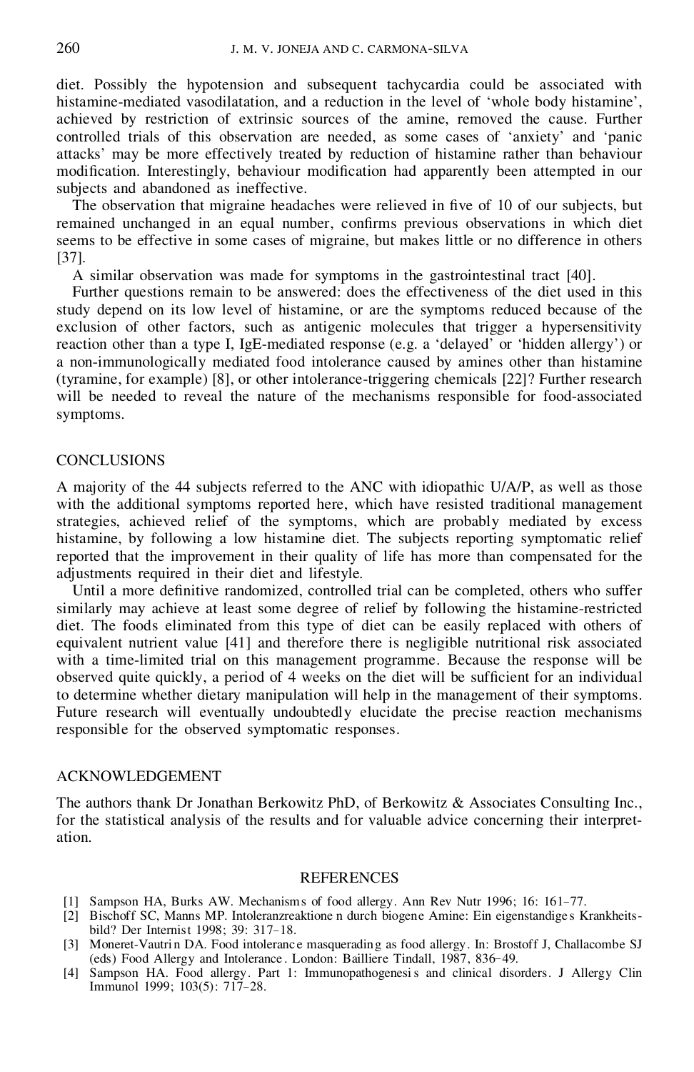diet. Possibly the hypotension and subsequent tachycardia could be associated with histamine-mediated vasodilatation, and a reduction in the level of 'whole body histamine', achieved by restriction of extrinsic sources of the amine, removed the cause. Further controlled trials of this observation are needed, as some cases of 'anxiety' and 'panic attacks' may be more effectively treated by reduction of histamine rather than behaviour modification. Interestingly, behaviour modification had apparently been attempted in our subjects and abandoned as ineffective.

The observation that migraine headaches were relieved in five of 10 of our subjects, but remained unchanged in an equal number, confirms previous observations in which diet seems to be effective in some cases of migraine, but makes little or no difference in others [37].

A similar observation was made for symptoms in the gastrointestinal tract [40].

Further questions remain to be answered: does the effectiveness of the diet used in this study depend on its low level of histamine, or are the symptoms reduced because of the exclusion of other factors, such as antigenic molecules that trigger a hypersensitivity reaction other than a type I, IgE-mediated response (e.g. a 'delayed' or 'hidden allergy') or a non-immunologically mediated food intolerance caused by amines other than histamine (tyramine, for example) [8], or other intolerance-triggering chemicals [22]? Further research will be needed to reveal the nature of the mechanisms responsible for food-associated symptoms.

## CONCLUSIONS

A majority of the 44 subjects referred to the ANC with idiopathic U/A/P, as well as those with the additional symptoms reported here, which have resisted traditional management strategies, achieved relief of the symptoms, which are probably mediated by excess histamine, by following a low histamine diet. The subjects reporting symptomatic relief reported that the improvement in their quality of life has more than compensated for the adjustments required in their diet and lifestyle.

Until a more definitive randomized, controlled trial can be completed, others who suffer similarly may achieve at least some degree of relief by following the histamine-restricted diet. The foods eliminated from this type of diet can be easily replaced with others of equivalent nutrient value [41] and therefore there is negligible nutritional risk associated with a time-limited trial on this management programme. Because the response will be observed quite quickly, a period of 4 weeks on the diet will be sufficient for an individual to determine whether dietary manipulation will help in the management of their symptoms. Future research will eventually undoubtedly elucidate the precise reaction mechanisms responsible for the observed symptomatic responses.

## ACKNOWLEDGEMENT

The authors thank Dr Jonathan Berkowitz PhD, of Berkowitz & Associates Consulting Inc., for the statistical analysis of the results and for valuable advice concerning their interpretation.

## REFERENCES

[1] Sampson HA, Burks AW. Mechanisms of food allergy. Ann Rev Nutr 1996; 16: 161–77.

[2] Bischoff SC, Manns MP. Intoleranzreaktionen durch biogene Amine: Ein eigenstandiges Krankheitsbild? Der Internist 1998; 39: 317–18.

[3] Moneret-Vautrin DA. Food intolerance masquerading as food allergy. In: Brostoff J, Challacombe SJ (eds) Food Allergy and Intolerance. London: Bailliere Tindall, 1987, 836–49.

[4] Sampson HA. Food allergy. Part 1: Immunopathogenesis and clinical disorders. J Allergy Clin Immunol 1999; 103(5): 717–28.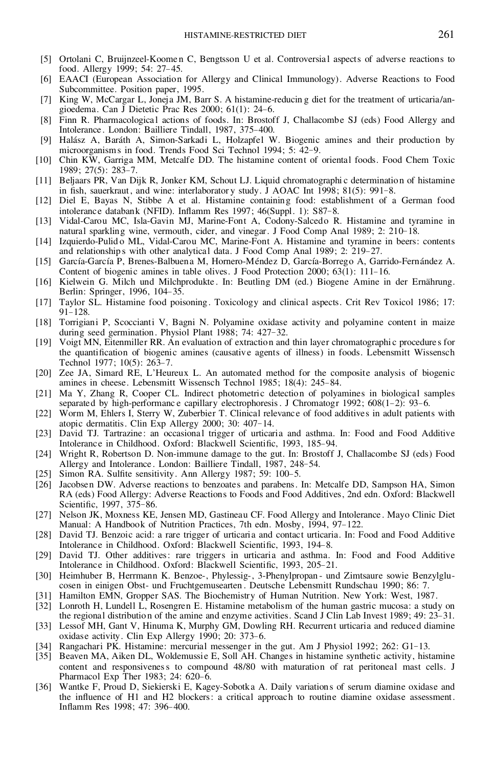[5] Ortolani C, Bruijnzeel-Koomen C, Bengtsson U et al. Controversial aspects of adverse reactions to food. Allergy 1999; 54: 27–45.

[6] EAACI (European Association for Allergy and Clinical Immunology). Adverse Reactions to Food Subcommittee. Position paper, 1995.

[7] King W, McCargar L, Joneja JM, Barr S. A histamine-reducing diet for the treatment of urticaria/angioedema. Can J Dietetic Prac Res 2000; 61(1): 24–6.

[8] Finn R. Pharmacological actions of foods. In: Brostoff J, Challacombe SJ (eds) Food Allergy and Intolerance. London: Bailliere Tindall, 1987, 375–400.

[9] Halász A, Baráth A, Simon-Sarkadi L, Holzapfel W. Biogenic amines and their production by microorganisms in food. Trends Food Sci Technol 1994; 5: 42–9.

[10] Chin KW, Garriga MM, Metcalfe DD. The histamine content of oriental foods. Food Chem Toxic 1989; 27(5): 283–7.

[11] Beljaars PR, Van Dijk R, Jonker KM, Schout LJ. Liquid chromatographic determination of histamine in fish, sauerkraut, and wine: interlaboratory study. J AOAC Int 1998; 81(5): 991–8.

[12] Diel E, Bayas N, Stibbe A et al. Histamine containing food: establishment of a German food intolerance databank (NFID). Inflamm Res 1997; 46(Suppl. 1): S87–8.

[13] Vidal-Carou MC, Isla-Gavin MJ, Marine-Font A, Codony-Salcedo R. Histamine and tyramine in natural sparkling wine, vermouth, cider, and vinegar. J Food Comp Anal 1989; 2: 210–18.

[14] Izquierdo-Pulido ML, Vidal-Carou MC, Marine-Font A. Histamine and tyramine in beers: contents and relationships with other analytical data. J Food Comp Anal 1989; 2: 219–27.

[15] García-García P, Brenes-Balbuena M, Hornero-Méndez D, García-Borrego A, Garrido-Fernández A. Content of biogenic amines in table olives. J Food Protection 2000; 63(1): 111–16.

[16] Kielwein G. Milch und Milchprodukte. In: Beutling DM (ed.) Biogene Amine in der Ernährung. Berlin: Springer, 1996, 104–35.

[17] Taylor SL. Histamine food poisoning. Toxicology and clinical aspects. Crit Rev Toxicol 1986; 17: 91–128.

[18] Torrigiani P, Scoccianti V, Bagni N. Polyamine oxidase activity and polyamine content in maize during seed germination. Physiol Plant 1988; 74: 427–32.

[19] Voigt MN, Eitenmiller RR. An evaluation of extraction and thin layer chromatographic procedures for the quantification of biogenic amines (causative agents of illness) in foods. Lebensmitt Wissensch Technol 1977; 10(5): 263–7.

[20] Zee JA, Simard RE, L'Heureux L. An automated method for the composite analysis of biogenic amines in cheese. Lebensmitt Wissensch Technol 1985; 18(4): 245–84.

[21] Ma Y, Zhang R, Cooper CL. Indirect photometric detection of polyamines in biological samples separated by high-performance capillary electrophoresis. J Chromatogr 1992; 608(1–2): 93–6.

[22] Worm M, Ehlers I, Sterry W, Zuberbier T. Clinical relevance of food additives in adult patients with atopic dermatitis. Clin Exp Allergy 2000; 30: 407–14.

[23] David TJ. Tartrazine: an occasional trigger of urticaria and asthma. In: Food and Food Additive Intolerance in Childhood. Oxford: Blackwell Scientific, 1993, 185–94.

[24] Wright R, Robertson D. Non-immune damage to the gut. In: Brostoff J, Challacombe SJ (eds) Food Allergy and Intolerance. London: Bailliere Tindall, 1987, 248–54.

[25] Simon RA. Sulfite sensitivity. Ann Allergy 1987; 59: 100–5.

[26] Jacobsen DW. Adverse reactions to benzoates and parabens. In: Metcalfe DD, Sampson HA, Simon RA (eds) Food Allergy: Adverse Reactions to Foods and Food Additives, 2nd edn. Oxford: Blackwell Scientific, 1997, 375–86.

[27] Nelson JK, Moxness KE, Jensen MD, Gastineau CF. Food Allergy and Intolerance. Mayo Clinic Diet Manual: A Handbook of Nutrition Practices, 7th edn. Mosby, 1994, 97–122.

[28] David TJ. Benzoic acid: a rare trigger of urticaria and contact urticaria. In: Food and Food Additive Intolerance in Childhood. Oxford: Blackwell Scientific, 1993, 194–8.

[29] David TJ. Other additives: rare triggers in urticaria and asthma. In: Food and Food Additive Intolerance in Childhood. Oxford: Blackwell Scientific, 1993, 205–21.

[30] Heimhuber B, Herrmann K. Benzoe-, Phylessig-, 3-Phenylpropan- und Zimtsaure sowie Benzylglucosen in einigen Obst- und Fruchtgemusearten. Deutsche Lebensmitt Rundschau 1990; 86: 7.

[31] Hamilton EMN, Gropper SAS. The Biochemistry of Human Nutrition. New York: West, 1987.

[32] Lonroth H, Lundell L, Rosengren E. Histamine metabolism of the human gastric mucosa: a study on the regional distribution of the amine and enzyme activities. Scand J Clin Lab Invest 1989; 49: 23–31.

[33] Lessof MH, Gant V, Hinuma K, Murphy GM, Dowling RH. Recurrent urticaria and reduced diamine oxidase activity. Clin Exp Allergy 1990; 20: 373–6.

[34] Rangachari PK. Histamine: mercurial messenger in the gut. Am J Physiol 1992; 262: G1–13.

[35] Beaven MA, Aiken DL, Woldemussie E, Soll AH. Changes in histamine synthetic activity, histamine content and responsiveness to compound 48/80 with maturation of rat peritoneal mast cells. J Pharmacol Exp Ther 1983; 24: 620–6.

[36] Wantke F, Proud D, Siekierski E, Kagey-Sobotka A. Daily variations of serum diamine oxidase and the influence of H1 and H2 blockers: a critical approach to routine diamine oxidase assessment. Inflamm Res 1998; 47: 396–400.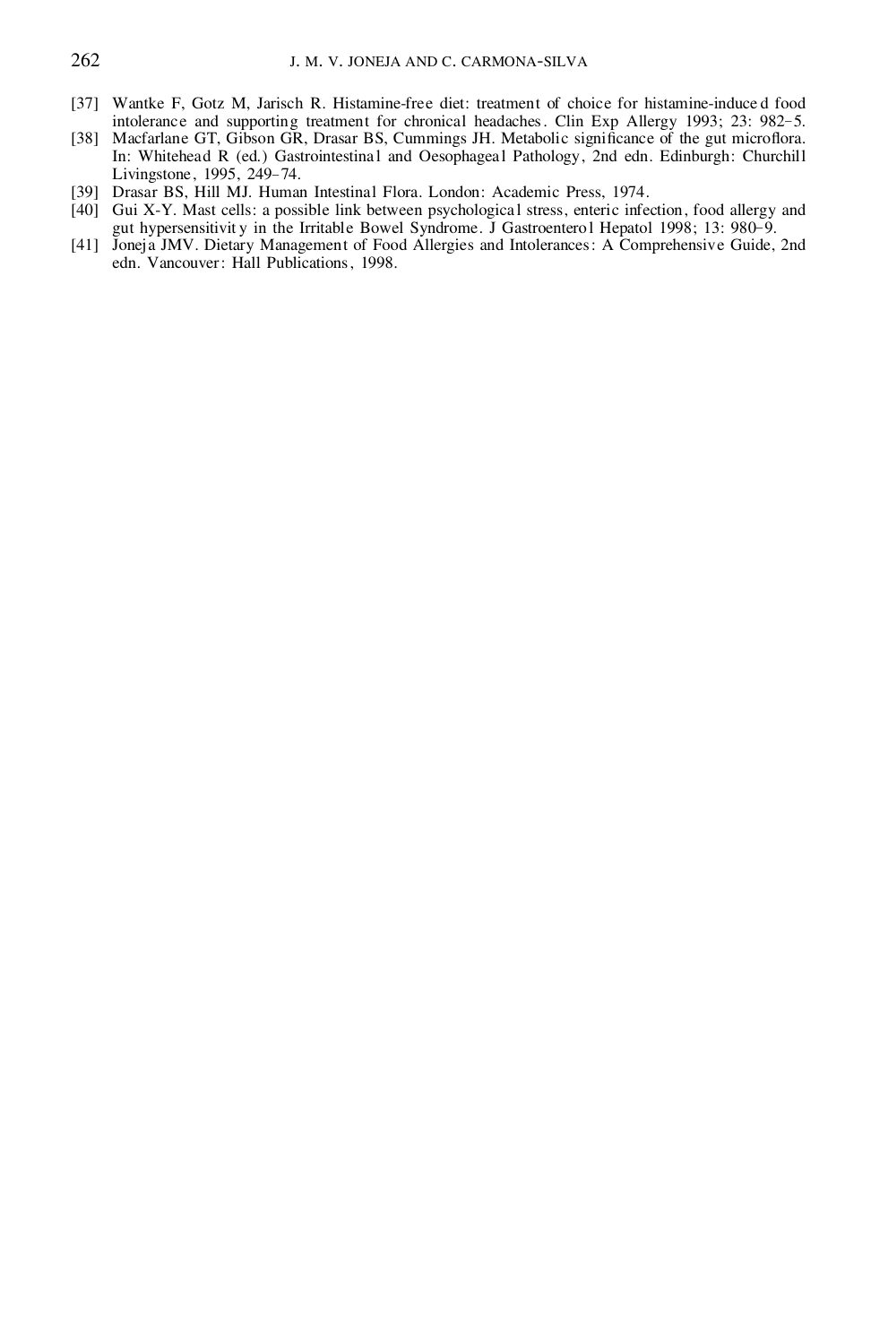[37] Wantke F, Gotz M, Jarisch R. Histamine-free diet: treatment of choice for histamine-induced food intolerance and supporting treatment for chronical headaches. Clin Exp Allergy 1993; 23: 982–5.

[38] Macfarlane GT, Gibson GR, Drasar BS, Cummings JH. Metabolic significance of the gut microflora. In: Whitehead R (ed.) Gastrointestinal and Oesophageal Pathology, 2nd edn. Edinburgh: Churchill Livingstone, 1995, 249–74.

[39] Drasar BS, Hill MJ. Human Intestinal Flora. London: Academic Press, 1974.

[40] Gui X-Y. Mast cells: a possible link between psychological stress, enteric infection, food allergy and gut hypersensitivity in the Irritable Bowel Syndrome. J Gastroenterol Hepatol 1998; 13: 980–9.

[41] Joneja JMV. Dietary Management of Food Allergies and Intolerances: A Comprehensive Guide, 2nd edn. Vancouver: Hall Publications, 1998.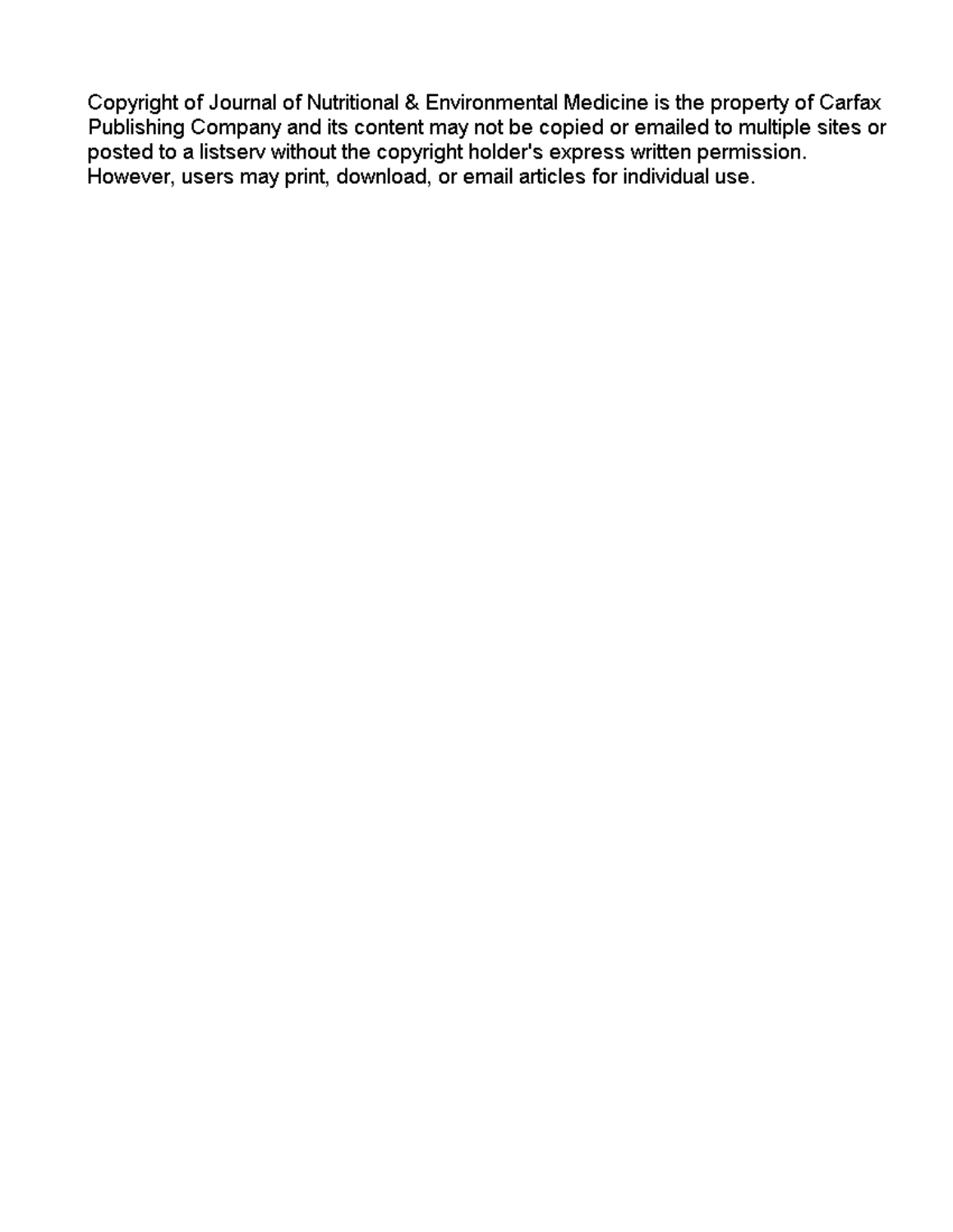Copyright of Journal of Nutritional & Environmental Medicine is the property of Carfax Publishing Company and its content may not be copied or emailed to multiple sites or posted to a listserv without the copyright holder's express written permission. However, users may print, download, or email articles for individual use.